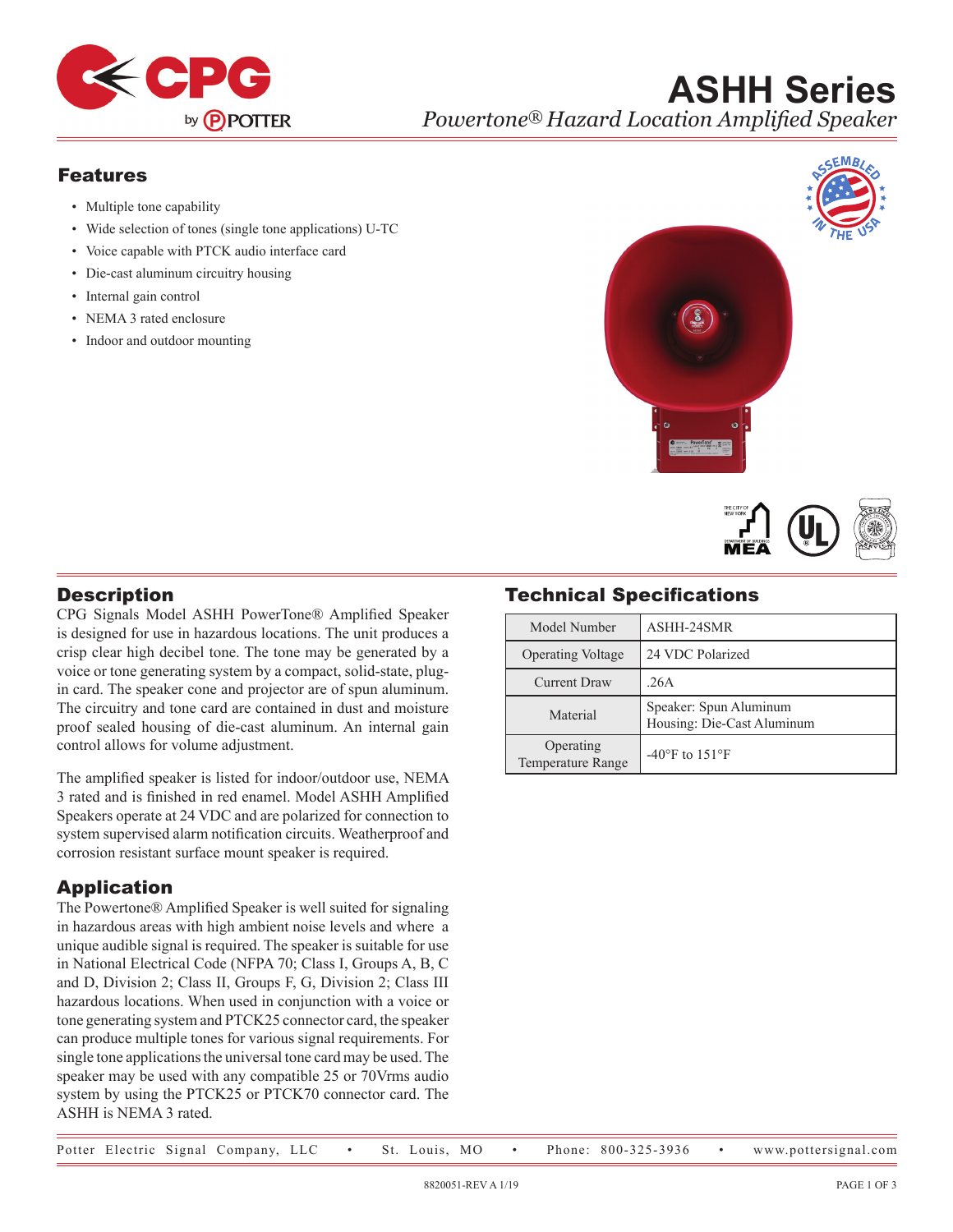# ASHH Series

*Powertone® Hazard Location Amplified Speaker*

## Features

- Multiple tone capability
- Wide selection of tones (single tone applications) U-TC
- Voice capable with PTCK audio interface card
- Die-cast aluminum circuitry housing
- Internal gain control
- NEMA 3 rated enclosure
- Indoor and outdoor mounting

## Description

CPG Signals Model ASHH PowerTone® Amplified Speaker is designed for use in hazardous locations. The unit produces a crisp clear high decibel tone. The tone may be generated by a voice or tone generating system by a compact, solid-state, plug-in card. The speaker cone and projector are of spun aluminum. The circuitry and tone card are contained in dust and moisture proof sealed housing of die-cast aluminum. An internal gain control allows for volume adjustment.

The amplified speaker is listed for indoor/outdoor use, NEMA 3 rated and is finished in red enamel. Model ASHH Amplified Speakers operate at 24 VDC and are polarized for connection to system supervised alarm notification circuits. Weatherproof and corrosion resistant surface mount speaker is required.

## Application

The Powertone® Amplified Speaker is well suited for signaling in hazardous areas with high ambient noise levels and where a unique audible signal is required. The speaker is suitable for use in National Electrical Code (NFPA 70; Class I, Groups A, B, C and D, Division 2; Class II, Groups F, G, Division 2; Class III hazardous locations. When used in conjunction with a voice or tone generating system and PTCK25 connector card, the speaker can produce multiple tones for various signal requirements. For single tone applications the universal tone card may be used. The speaker may be used with any compatible 25 or 70Vrms audio system by using the PTCK25 or PTCK70 connector card. The ASHH is NEMA 3 rated.

## Technical Specifications

| | |
|---|---|
| Model Number | ASHH-24SMR |
| Operating Voltage | 24 VDC Polarized |
| Current Draw | .26A |
| Material | Speaker: Spun Aluminum<br>Housing: Die-Cast Aluminum |
| Operating Temperature Range | -40°F to 151°F |

Potter Electric Signal Company, LLC • St. Louis, MO • Phone: 800-325-3936 • www.pottersignal.com

8820051-REV A 1/19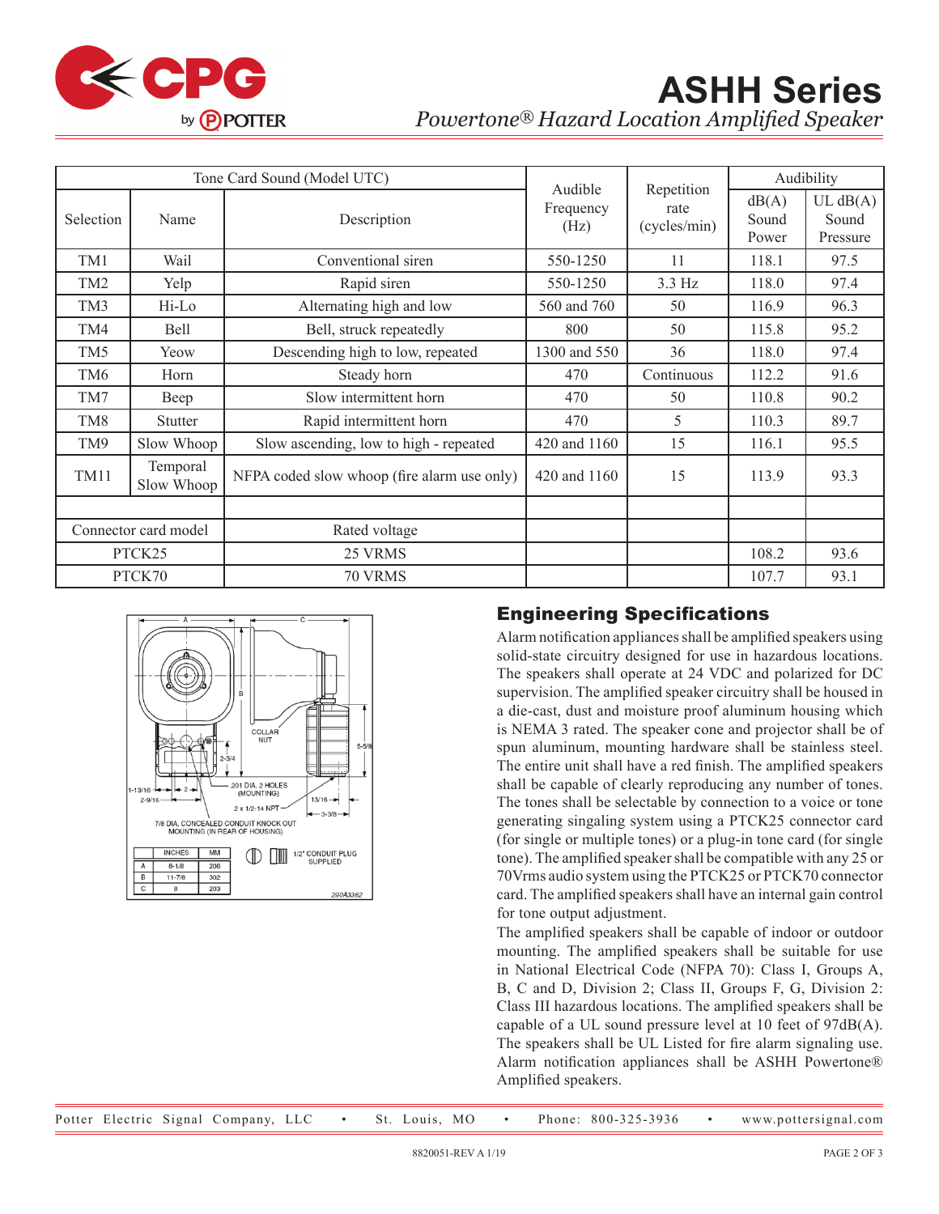# ASHH Series

*Powertone® Hazard Location Amplified Speaker*

| Tone Card Sound (Model UTC) | | | Audible Frequency (Hz) | Repetition rate (cycles/min) | Audibility | |
|---|---|---|---|---|---|---|
| Selection | Name | Description | | | dB(A) Sound Power | UL dB(A) Sound Pressure |
| TM1 | Wail | Conventional siren | 550-1250 | 11 | 118.1 | 97.5 |
| TM2 | Yelp | Rapid siren | 550-1250 | 3.3 Hz | 118.0 | 97.4 |
| TM3 | Hi-Lo | Alternating high and low | 560 and 760 | 50 | 116.9 | 96.3 |
| TM4 | Bell | Bell, struck repeatedly | 800 | 50 | 115.8 | 95.2 |
| TM5 | Yeow | Descending high to low, repeated | 1300 and 550 | 36 | 118.0 | 97.4 |
| TM6 | Horn | Steady horn | 470 | Continuous | 112.2 | 91.6 |
| TM7 | Beep | Slow intermittent horn | 470 | 50 | 110.8 | 90.2 |
| TM8 | Stutter | Rapid intermittent horn | 470 | 5 | 110.3 | 89.7 |
| TM9 | Slow Whoop | Slow ascending, low to high - repeated | 420 and 1160 | 15 | 116.1 | 95.5 |
| TM11 | Temporal Slow Whoop | NFPA coded slow whoop (fire alarm use only) | 420 and 1160 | 15 | 113.9 | 93.3 |
| | | | | | | |
| Connector card model | | Rated voltage | | | | |
| PTCK25 | | 25 VRMS | | | 108.2 | 93.6 |
| PTCK70 | | 70 VRMS | | | 107.7 | 93.1 |

| | INCHES | MM |
|---|---|---|
| A | 8-1/8 | 206 |
| B | 11-7/8 | 302 |
| C | 8 | 203 |

## Engineering Specifications

Alarm notification appliances shall be amplified speakers using solid-state circuitry designed for use in hazardous locations. The speakers shall operate at 24 VDC and polarized for DC supervision. The amplified speaker circuitry shall be housed in a die-cast, dust and moisture proof aluminum housing which is NEMA 3 rated. The speaker cone and projector shall be of spun aluminum, mounting hardware shall be stainless steel. The entire unit shall have a red finish. The amplified speakers shall be capable of clearly reproducing any number of tones. The tones shall be selectable by connection to a voice or tone generating singaling system using a PTCK25 connector card (for single or multiple tones) or a plug-in tone card (for single tone). The amplified speaker shall be compatible with any 25 or 70Vrms audio system using the PTCK25 or PTCK70 connector card. The amplified speakers shall have an internal gain control for tone output adjustment.

The amplified speakers shall be capable of indoor or outdoor mounting. The amplified speakers shall be suitable for use in National Electrical Code (NFPA 70): Class I, Groups A, B, C and D, Division 2; Class II, Groups F, G, Division 2: Class III hazardous locations. The amplified speakers shall be capable of a UL sound pressure level at 10 feet of 97dB(A). The speakers shall be UL Listed for fire alarm signaling use. Alarm notification appliances shall be ASHH Powertone® Amplified speakers.

Potter Electric Signal Company, LLC • St. Louis, MO • Phone: 800-325-3936 • www.pottersignal.com

8820051-REV A 1/19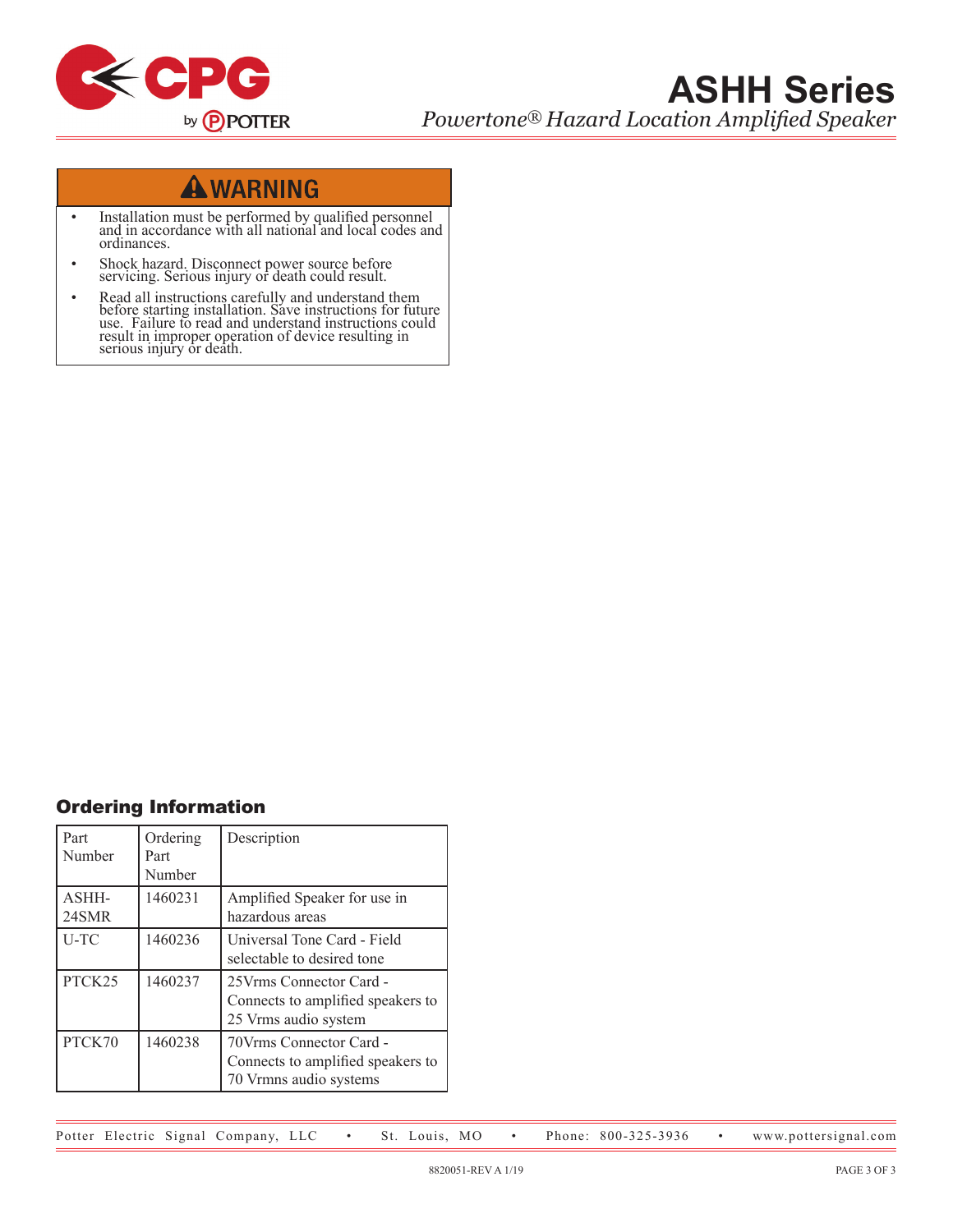## ⚠ WARNING

- Installation must be performed by qualified personnel and in accordance with all national and local codes and ordinances.
- Shock hazard. Disconnect power source before servicing. Serious injury or death could result.
- Read all instructions carefully and understand them before starting installation. Save instructions for future use. Failure to read and understand instructions could result in improper operation of device resulting in serious injury or death.

## Ordering Information

| Part Number | Ordering Part Number | Description |
|---|---|---|
| ASHH-24SMR | 1460231 | Amplified Speaker for use in hazardous areas |
| U-TC | 1460236 | Universal Tone Card - Field selectable to desired tone |
| PTCK25 | 1460237 | 25Vrms Connector Card - Connects to amplified speakers to 25 Vrms audio system |
| PTCK70 | 1460238 | 70Vrms Connector Card - Connects to amplified speakers to 70 Vrmns audio systems |